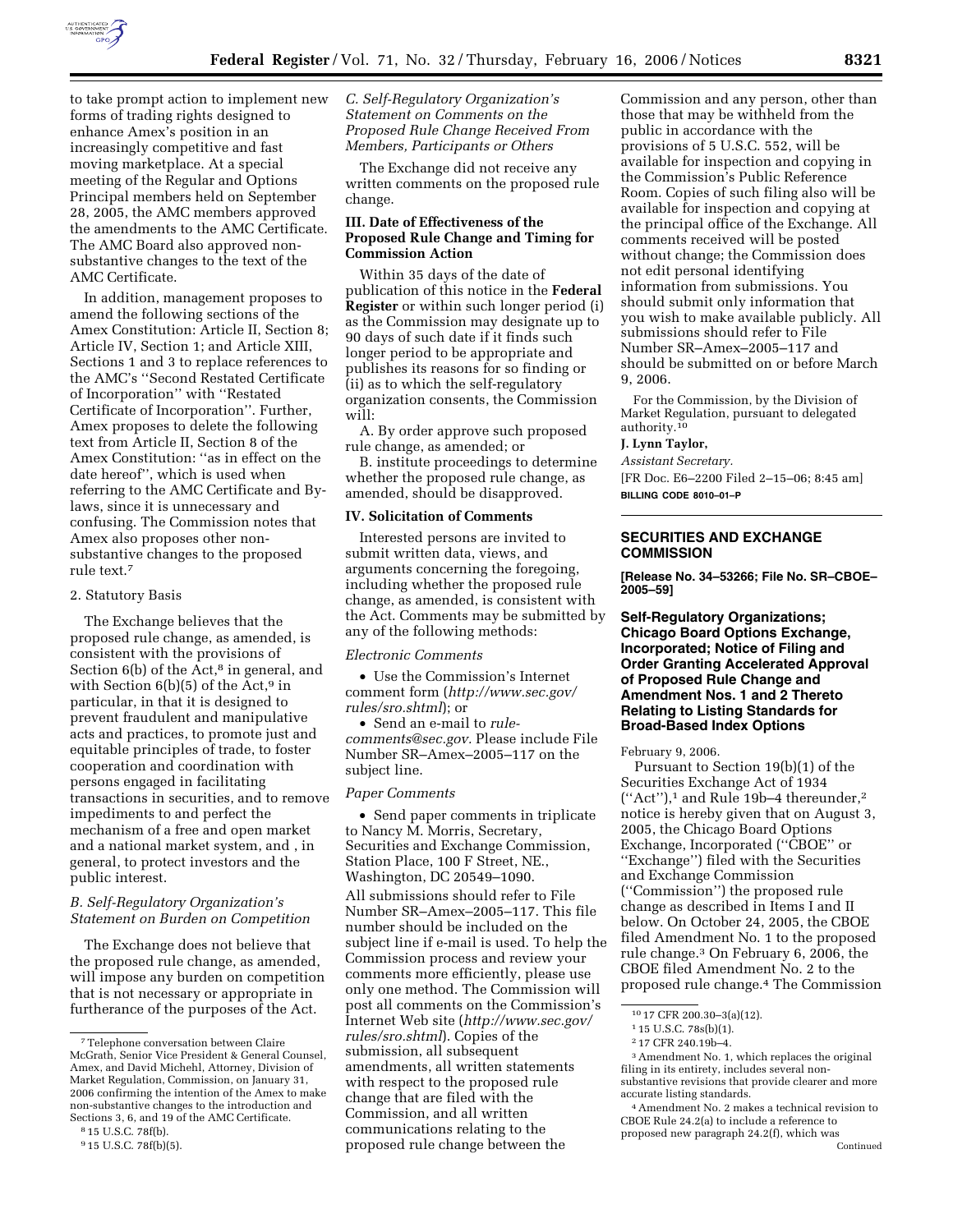to take prompt action to implement new forms of trading rights designed to enhance Amex's position in an increasingly competitive and fast moving marketplace. At a special meeting of the Regular and Options Principal members held on September 28, 2005, the AMC members approved the amendments to the AMC Certificate. The AMC Board also approved non-substantive changes to the text of the AMC Certificate.

In addition, management proposes to amend the following sections of the Amex Constitution: Article II, Section 8; Article IV, Section 1; and Article XIII, Sections 1 and 3 to replace references to the AMC's ''Second Restated Certificate of Incorporation'' with ''Restated Certificate of Incorporation''. Further, Amex proposes to delete the following text from Article II, Section 8 of the Amex Constitution: ''as in effect on the date hereof'', which is used when referring to the AMC Certificate and By-laws, since it is unnecessary and confusing. The Commission notes that Amex also proposes other non-substantive changes to the proposed rule text.[7]

2. Statutory Basis

The Exchange believes that the proposed rule change, as amended, is consistent with the provisions of Section 6(b) of the Act,[8] in general, and with Section 6(b)(5) of the Act,[9] in particular, in that it is designed to prevent fraudulent and manipulative acts and practices, to promote just and equitable principles of trade, to foster cooperation and coordination with persons engaged in facilitating transactions in securities, and to remove impediments to and perfect the mechanism of a free and open market and a national market system, and , in general, to protect investors and the public interest.

*B. Self-Regulatory Organization's Statement on Burden on Competition*

The Exchange does not believe that the proposed rule change, as amended, will impose any burden on competition that is not necessary or appropriate in furtherance of the purposes of the Act.

*C. Self-Regulatory Organization's Statement on Comments on the Proposed Rule Change Received From Members, Participants or Others*

The Exchange did not receive any written comments on the proposed rule change.

**III. Date of Effectiveness of the Proposed Rule Change and Timing for Commission Action**

Within 35 days of the date of publication of this notice in the **Federal Register** or within such longer period (i) as the Commission may designate up to 90 days of such date if it finds such longer period to be appropriate and publishes its reasons for so finding or (ii) as to which the self-regulatory organization consents, the Commission will:

A. By order approve such proposed rule change, as amended; or

B. institute proceedings to determine whether the proposed rule change, as amended, should be disapproved.

**IV. Solicitation of Comments**

Interested persons are invited to submit written data, views, and arguments concerning the foregoing, including whether the proposed rule change, as amended, is consistent with the Act. Comments may be submitted by any of the following methods:

*Electronic Comments*

- Use the Commission's Internet comment form (*http://www.sec.gov/rules/sro.shtml*); or
- Send an e-mail to *rule-comments@sec.gov*. Please include File Number SR–Amex–2005–117 on the subject line.

*Paper Comments*

- Send paper comments in triplicate to Nancy M. Morris, Secretary, Securities and Exchange Commission, Station Place, 100 F Street, NE., Washington, DC 20549–1090.

All submissions should refer to File Number SR–Amex–2005–117. This file number should be included on the subject line if e-mail is used. To help the Commission process and review your comments more efficiently, please use only one method. The Commission will post all comments on the Commission's Internet Web site (*http://www.sec.gov/rules/sro.shtml*). Copies of the submission, all subsequent amendments, all written statements with respect to the proposed rule change that are filed with the Commission, and all written communications relating to the proposed rule change between the Commission and any person, other than those that may be withheld from the public in accordance with the provisions of 5 U.S.C. 552, will be available for inspection and copying in the Commission's Public Reference Room. Copies of such filing also will be available for inspection and copying at the principal office of the Exchange. All comments received will be posted without change; the Commission does not edit personal identifying information from submissions. You should submit only information that you wish to make available publicly. All submissions should refer to File Number SR–Amex–2005–117 and should be submitted on or before March 9, 2006.

For the Commission, by the Division of Market Regulation, pursuant to delegated authority.[10]

**J. Lynn Taylor,**

*Assistant Secretary.*

[FR Doc. E6–2200 Filed 2–15–06; 8:45 am]

**BILLING CODE 8010–01–P**

## SECURITIES AND EXCHANGE COMMISSION

**[Release No. 34–53266; File No. SR–CBOE–2005–59]**

### Self-Regulatory Organizations; Chicago Board Options Exchange, Incorporated; Notice of Filing and Order Granting Accelerated Approval of Proposed Rule Change and Amendment Nos. 1 and 2 Thereto Relating to Listing Standards for Broad-Based Index Options

February 9, 2006.

Pursuant to Section 19(b)(1) of the Securities Exchange Act of 1934 (''Act''),[1] and Rule 19b–4 thereunder,[2] notice is hereby given that on August 3, 2005, the Chicago Board Options Exchange, Incorporated (''CBOE'' or ''Exchange'') filed with the Securities and Exchange Commission (''Commission'') the proposed rule change as described in Items I and II below. On October 24, 2005, the CBOE filed Amendment No. 1 to the proposed rule change.[3] On February 6, 2006, the CBOE filed Amendment No. 2 to the proposed rule change.[4] The Commission

---

[7] Telephone conversation between Claire McGrath, Senior Vice President & General Counsel, Amex, and David Michehl, Attorney, Division of Market Regulation, Commission, on January 31, 2006 confirming the intention of the Amex to make non-substantive changes to the introduction and Sections 3, 6, and 19 of the AMC Certificate.

[8] 15 U.S.C. 78f(b).

[9] 15 U.S.C. 78f(b)(5).

[10] 17 CFR 200.30–3(a)(12).

[1] 15 U.S.C. 78s(b)(1).

[2] 17 CFR 240.19b–4.

[3] Amendment No. 1, which replaces the original filing in its entirety, includes several non-substantive revisions that provide clearer and more accurate listing standards.

[4] Amendment No. 2 makes a technical revision to CBOE Rule 24.2(a) to include a reference to proposed new paragraph 24.2(f), which was

Continued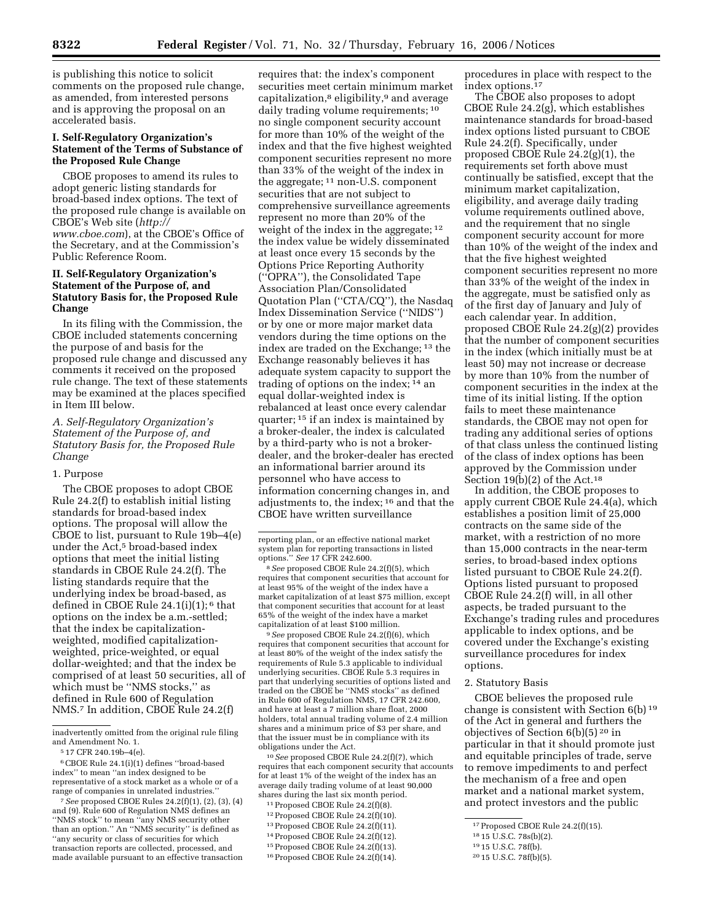is publishing this notice to solicit comments on the proposed rule change, as amended, from interested persons and is approving the proposal on an accelerated basis.

## I. Self-Regulatory Organization's Statement of the Terms of Substance of the Proposed Rule Change

CBOE proposes to amend its rules to adopt generic listing standards for broad-based index options. The text of the proposed rule change is available on CBOE's Web site (*http://www.cboe.com*), at the CBOE's Office of the Secretary, and at the Commission's Public Reference Room.

## II. Self-Regulatory Organization's Statement of the Purpose of, and Statutory Basis for, the Proposed Rule Change

In its filing with the Commission, the CBOE included statements concerning the purpose of and basis for the proposed rule change and discussed any comments it received on the proposed rule change. The text of these statements may be examined at the places specified in Item III below.

### *A. Self-Regulatory Organization's Statement of the Purpose of, and Statutory Basis for, the Proposed Rule Change*

#### 1. Purpose

The CBOE proposes to adopt CBOE Rule 24.2(f) to establish initial listing standards for broad-based index options. The proposal will allow the CBOE to list, pursuant to Rule 19b–4(e) under the Act,[5] broad-based index options that meet the initial listing standards in CBOE Rule 24.2(f). The listing standards require that the underlying index be broad-based, as defined in CBOE Rule 24.1(i)(1);[6] that options on the index be a.m.-settled; that the index be capitalization-weighted, modified capitalization-weighted, price-weighted, or equal dollar-weighted; and that the index be comprised of at least 50 securities, all of which must be "NMS stocks," as defined in Rule 600 of Regulation NMS.[7] In addition, CBOE Rule 24.2(f) requires that: the index's component securities meet certain minimum market capitalization,[8] eligibility,[9] and average daily trading volume requirements;[10] no single component security account for more than 10% of the weight of the index and that the five highest weighted component securities represent no more than 33% of the weight of the index in the aggregate;[11] non-U.S. component securities that are not subject to comprehensive surveillance agreements represent no more than 20% of the weight of the index in the aggregate;[12] the index value be widely disseminated at least once every 15 seconds by the Options Price Reporting Authority ("OPRA"), the Consolidated Tape Association Plan/Consolidated Quotation Plan ("CTA/CQ"), the Nasdaq Index Dissemination Service ("NIDS") or by one or more major market data vendors during the time options on the index are traded on the Exchange;[13] the Exchange reasonably believes it has adequate system capacity to support the trading of options on the index;[14] an equal dollar-weighted index is rebalanced at least once every calendar quarter;[15] if an index is maintained by a broker-dealer, the index is calculated by a third-party who is not a broker-dealer, and the broker-dealer has erected an informational barrier around its personnel who have access to information concerning changes in, and adjustments to, the index;[16] and that the CBOE have written surveillance procedures in place with respect to the index options.[17]

The CBOE also proposes to adopt CBOE Rule 24.2(g), which establishes maintenance standards for broad-based index options listed pursuant to CBOE Rule 24.2(f). Specifically, under proposed CBOE Rule 24.2(g)(1), the requirements set forth above must continually be satisfied, except that the minimum market capitalization, eligibility, and average daily trading volume requirements outlined above, and the requirement that no single component security account for more than 10% of the weight of the index and that the five highest weighted component securities represent no more than 33% of the weight of the index in the aggregate, must be satisfied only as of the first day of January and July of each calendar year. In addition, proposed CBOE Rule 24.2(g)(2) provides that the number of component securities in the index (which initially must be at least 50) may not increase or decrease by more than 10% from the number of component securities in the index at the time of its initial listing. If the option fails to meet these maintenance standards, the CBOE may not open for trading any additional series of options of that class unless the continued listing of the class of index options has been approved by the Commission under Section 19(b)(2) of the Act.[18]

In addition, the CBOE proposes to apply current CBOE Rule 24.4(a), which establishes a position limit of 25,000 contracts on the same side of the market, with a restriction of no more than 15,000 contracts in the near-term series, to broad-based index options listed pursuant to CBOE Rule 24.2(f). Options listed pursuant to proposed CBOE Rule 24.2(f) will, in all other aspects, be traded pursuant to the Exchange's trading rules and procedures applicable to index options, and be covered under the Exchange's existing surveillance procedures for index options.

#### 2. Statutory Basis

CBOE believes the proposed rule change is consistent with Section 6(b)[19] of the Act in general and furthers the objectives of Section 6(b)(5)[20] in particular in that it should promote just and equitable principles of trade, serve to remove impediments to and perfect the mechanism of a free and open market and a national market system, and protect investors and the public

---

inadvertently omitted from the original rule filing and Amendment No. 1.

[5] 17 CFR 240.19b–4(e).

[6] CBOE Rule 24.1(i)(1) defines "broad-based index" to mean "an index designed to be representative of a stock market as a whole or of a range of companies in unrelated industries."

[7] *See* proposed CBOE Rules 24.2(f)(1), (2), (3), (4) and (9). Rule 600 of Regulation NMS defines an "NMS stock" to mean "any NMS security other than an option." An "NMS security" is defined as "any security or class of securities for which transaction reports are collected, processed, and made available pursuant to an effective transaction reporting plan, or an effective national market system plan for reporting transactions in listed options." *See* 17 CFR 242.600.

[8] *See* proposed CBOE Rule 24.2(f)(5), which requires that component securities that account for at least 95% of the weight of the index have a market capitalization of at least $75 million, except that component securities that account for at least 65% of the weight of the index have a market capitalization of at least $100 million.

[9] *See* proposed CBOE Rule 24.2(f)(6), which requires that component securities that account for at least 80% of the weight of the index satisfy the requirements of Rule 5.3 applicable to individual underlying securities. CBOE Rule 5.3 requires in part that underlying securities of options listed and traded on the CBOE be "NMS stocks" as defined in Rule 600 of Regulation NMS, 17 CFR 242.600, and have at least a 7 million share float, 2000 holders, total annual trading volume of 2.4 million shares and a minimum price of $3 per share, and that the issuer must be in compliance with its obligations under the Act.

[10] *See* proposed CBOE Rule 24.2(f)(7), which requires that each component security that accounts for at least 1% of the weight of the index has an average daily trading volume of at least 90,000 shares during the last six month period.

[11] Proposed CBOE Rule 24.2(f)(8).

[12] Proposed CBOE Rule 24.2(f)(10).

[13] Proposed CBOE Rule 24.2(f)(11).

[14] Proposed CBOE Rule 24.2(f)(12).

[15] Proposed CBOE Rule 24.2(f)(13).

[16] Proposed CBOE Rule 24.2(f)(14).

[17] Proposed CBOE Rule 24.2(f)(15).

[18] 15 U.S.C. 78s(b)(2).

[19] 15 U.S.C. 78f(b).

[20] 15 U.S.C. 78f(b)(5).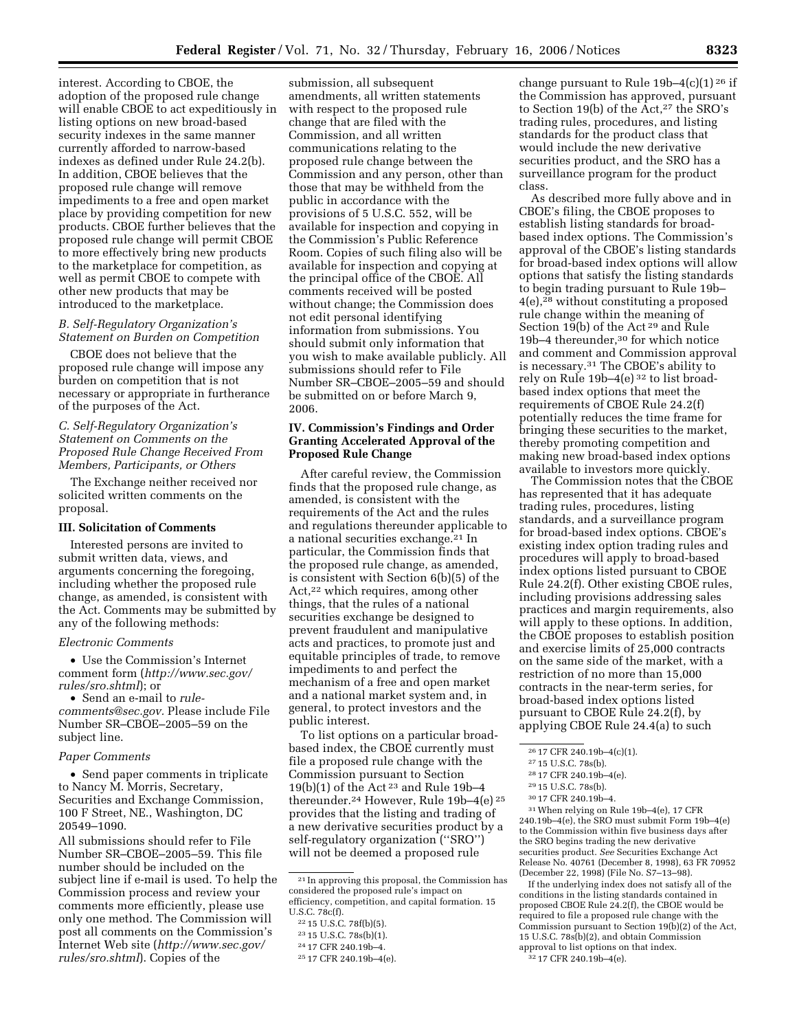interest. According to CBOE, the adoption of the proposed rule change will enable CBOE to act expeditiously in listing options on new broad-based security indexes in the same manner currently afforded to narrow-based indexes as defined under Rule 24.2(b). In addition, CBOE believes that the proposed rule change will remove impediments to a free and open market place by providing competition for new products. CBOE further believes that the proposed rule change will permit CBOE to more effectively bring new products to the marketplace for competition, as well as permit CBOE to compete with other new products that may be introduced to the marketplace.

*B. Self-Regulatory Organization's Statement on Burden on Competition*

CBOE does not believe that the proposed rule change will impose any burden on competition that is not necessary or appropriate in furtherance of the purposes of the Act.

*C. Self-Regulatory Organization's Statement on Comments on the Proposed Rule Change Received From Members, Participants, or Others*

The Exchange neither received nor solicited written comments on the proposal.

## III. Solicitation of Comments

Interested persons are invited to submit written data, views, and arguments concerning the foregoing, including whether the proposed rule change, as amended, is consistent with the Act. Comments may be submitted by any of the following methods:

*Electronic Comments*

- Use the Commission's Internet comment form (*http://www.sec.gov/rules/sro.shtml*); or
- Send an e-mail to *rule-comments@sec.gov.* Please include File Number SR–CBOE–2005–59 on the subject line.

*Paper Comments*

- Send paper comments in triplicate to Nancy M. Morris, Secretary, Securities and Exchange Commission, 100 F Street, NE., Washington, DC 20549–1090.

All submissions should refer to File Number SR–CBOE–2005–59. This file number should be included on the subject line if e-mail is used. To help the Commission process and review your comments more efficiently, please use only one method. The Commission will post all comments on the Commission's Internet Web site (*http://www.sec.gov/rules/sro.shtml*). Copies of the submission, all subsequent amendments, all written statements with respect to the proposed rule change that are filed with the Commission, and all written communications relating to the proposed rule change between the Commission and any person, other than those that may be withheld from the public in accordance with the provisions of 5 U.S.C. 552, will be available for inspection and copying in the Commission's Public Reference Room. Copies of such filing also will be available for inspection and copying at the principal office of the CBOE. All comments received will be posted without change; the Commission does not edit personal identifying information from submissions. You should submit only information that you wish to make available publicly. All submissions should refer to File Number SR–CBOE–2005–59 and should be submitted on or before March 9, 2006.

## IV. Commission's Findings and Order Granting Accelerated Approval of the Proposed Rule Change

After careful review, the Commission finds that the proposed rule change, as amended, is consistent with the requirements of the Act and the rules and regulations thereunder applicable to a national securities exchange.[21] In particular, the Commission finds that the proposed rule change, as amended, is consistent with Section 6(b)(5) of the Act,[22] which requires, among other things, that the rules of a national securities exchange be designed to prevent fraudulent and manipulative acts and practices, to promote just and equitable principles of trade, to remove impediments to and perfect the mechanism of a free and open market and a national market system and, in general, to protect investors and the public interest.

To list options on a particular broad-based index, the CBOE currently must file a proposed rule change with the Commission pursuant to Section 19(b)(1) of the Act[23] and Rule 19b–4 thereunder.[24] However, Rule 19b–4(e)[25] provides that the listing and trading of a new derivative securities product by a self-regulatory organization ("SRO") will not be deemed a proposed rule change pursuant to Rule 19b–4(c)(1)[26] if the Commission has approved, pursuant to Section 19(b) of the Act,[27] the SRO's trading rules, procedures, and listing standards for the product class that would include the new derivative securities product, and the SRO has a surveillance program for the product class.

As described more fully above and in CBOE's filing, the CBOE proposes to establish listing standards for broad-based index options. The Commission's approval of the CBOE's listing standards for broad-based index options will allow options that satisfy the listing standards to begin trading pursuant to Rule 19b–4(e),[28] without constituting a proposed rule change within the meaning of Section 19(b) of the Act[29] and Rule 19b–4 thereunder,[30] for which notice and comment and Commission approval is necessary.[31] The CBOE's ability to rely on Rule 19b–4(e)[32] to list broad-based index options that meet the requirements of CBOE Rule 24.2(f) potentially reduces the time frame for bringing these securities to the market, thereby promoting competition and making new broad-based index options available to investors more quickly.

The Commission notes that the CBOE has represented that it has adequate trading rules, procedures, listing standards, and a surveillance program for broad-based index options. CBOE's existing index option trading rules and procedures will apply to broad-based index options listed pursuant to CBOE Rule 24.2(f). Other existing CBOE rules, including provisions addressing sales practices and margin requirements, also will apply to these options. In addition, the CBOE proposes to establish position and exercise limits of 25,000 contracts on the same side of the market, with a restriction of no more than 15,000 contracts in the near-term series, for broad-based index options listed pursuant to CBOE Rule 24.2(f), by applying CBOE Rule 24.4(a) to such

---

[21] In approving this proposal, the Commission has considered the proposed rule's impact on efficiency, competition, and capital formation. 15 U.S.C. 78c(f).

[22] 15 U.S.C. 78f(b)(5).

[23] 15 U.S.C. 78s(b)(1).

[24] 17 CFR 240.19b–4.

[25] 17 CFR 240.19b–4(e).

[26] 17 CFR 240.19b–4(c)(1).

[27] 15 U.S.C. 78s(b).

[28] 17 CFR 240.19b–4(e).

[29] 15 U.S.C. 78s(b).

[30] 17 CFR 240.19b–4.

[31] When relying on Rule 19b–4(e), 17 CFR 240.19b–4(e), the SRO must submit Form 19b–4(e) to the Commission within five business days after the SRO begins trading the new derivative securities product. *See* Securities Exchange Act Release No. 40761 (December 8, 1998), 63 FR 70952 (December 22, 1998) (File No. S7–13–98).

If the underlying index does not satisfy all of the conditions in the listing standards contained in proposed CBOE Rule 24.2(f), the CBOE would be required to file a proposed rule change with the Commission pursuant to Section 19(b)(2) of the Act, 15 U.S.C. 78s(b)(2), and obtain Commission approval to list options on that index.

[32] 17 CFR 240.19b–4(e).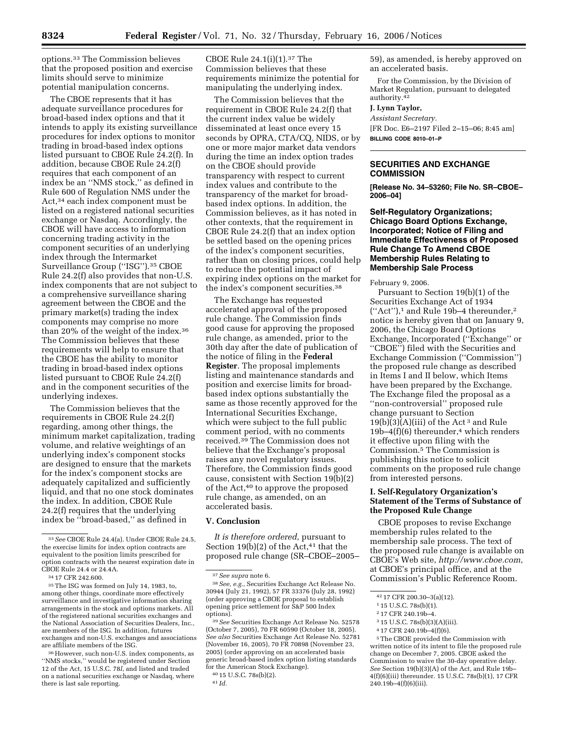options.[33] The Commission believes that the proposed position and exercise limits should serve to minimize potential manipulation concerns.

The CBOE represents that it has adequate surveillance procedures for broad-based index options and that it intends to apply its existing surveillance procedures for index options to monitor trading in broad-based index options listed pursuant to CBOE Rule 24.2(f). In addition, because CBOE Rule 24.2(f) requires that each component of an index be an ''NMS stock,'' as defined in Rule 600 of Regulation NMS under the Act,[34] each index component must be listed on a registered national securities exchange or Nasdaq. Accordingly, the CBOE will have access to information concerning trading activity in the component securities of an underlying index through the Intermarket Surveillance Group (''ISG'').[35] CBOE Rule 24.2(f) also provides that non-U.S. index components that are not subject to a comprehensive surveillance sharing agreement between the CBOE and the primary market(s) trading the index components may comprise no more than 20% of the weight of the index.[36] The Commission believes that these requirements will help to ensure that the CBOE has the ability to monitor trading in broad-based index options listed pursuant to CBOE Rule 24.2(f) and in the component securities of the underlying indexes.

The Commission believes that the requirements in CBOE Rule 24.2(f) regarding, among other things, the minimum market capitalization, trading volume, and relative weightings of an underlying index's component stocks are designed to ensure that the markets for the index's component stocks are adequately capitalized and sufficiently liquid, and that no one stock dominates the index. In addition, CBOE Rule 24.2(f) requires that the underlying index be ''broad-based,'' as defined in CBOE Rule 24.1(i)(1).[37] The Commission believes that these requirements minimize the potential for manipulating the underlying index.

The Commission believes that the requirement in CBOE Rule 24.2(f) that the current index value be widely disseminated at least once every 15 seconds by OPRA, CTA/CQ, NIDS, or by one or more major market data vendors during the time an index option trades on the CBOE should provide transparency with respect to current index values and contribute to the transparency of the market for broad-based index options. In addition, the Commission believes, as it has noted in other contexts, that the requirement in CBOE Rule 24.2(f) that an index option be settled based on the opening prices of the index's component securities, rather than on closing prices, could help to reduce the potential impact of expiring index options on the market for the index's component securities.[38]

The Exchange has requested accelerated approval of the proposed rule change. The Commission finds good cause for approving the proposed rule change, as amended, prior to the 30th day after the date of publication of the notice of filing in the **Federal Register**. The proposal implements listing and maintenance standards and position and exercise limits for broad-based index options substantially the same as those recently approved for the International Securities Exchange, which were subject to the full public comment period, with no comments received.[39] The Commission does not believe that the Exchange's proposal raises any novel regulatory issues. Therefore, the Commission finds good cause, consistent with Section 19(b)(2) of the Act,[40] to approve the proposed rule change, as amended, on an accelerated basis.

## V. Conclusion

*It is therefore ordered,* pursuant to Section 19(b)(2) of the Act,[41] that the proposed rule change (SR–CBOE–2005–59), as amended, is hereby approved on an accelerated basis.

For the Commission, by the Division of Market Regulation, pursuant to delegated authority.[42]

**J. Lynn Taylor,**

*Assistant Secretary.*

[FR Doc. E6–2197 Filed 2–15–06; 8:45 am]

**BILLING CODE 8010–01–P**

---

[33] *See* CBOE Rule 24.4(a). Under CBOE Rule 24.5, the exercise limits for index option contracts are equivalent to the position limits prescribed for option contracts with the nearest expiration date in CBOE Rule 24.4 or 24.4A.

[34] 17 CFR 242.600.

[35] The ISG was formed on July 14, 1983, to, among other things, coordinate more effectively surveillance and investigative information sharing arrangements in the stock and options markets. All of the registered national securities exchanges and the National Association of Securities Dealers, Inc., are members of the ISG. In addition, futures exchanges and non-U.S. exchanges and associations are affiliate members of the ISG.

[36] However, such non-U.S. index components, as ''NMS stocks,'' would be registered under Section 12 of the Act, 15 U.S.C. 78*l*, and listed and traded on a national securities exchange or Nasdaq, where there is last sale reporting.

[37] *See supra* note 6.

[38] *See, e.g.*, Securities Exchange Act Release No. 30944 (July 21, 1992), 57 FR 33376 (July 28, 1992) (order approving a CBOE proposal to establish opening price settlement for S&P 500 Index options).

[39] *See* Securities Exchange Act Release No. 52578 (October 7, 2005), 70 FR 60590 (October 18, 2005). *See also* Securities Exchange Act Release No. 52781 (November 16, 2005), 70 FR 70898 (November 23, 2005) (order approving on an accelerated basis generic broad-based index option listing standards for the American Stock Exchange).

[40] 15 U.S.C. 78s(b)(2).

[41] *Id.*

[42] 17 CFR 200.30–3(a)(12).

---

## SECURITIES AND EXCHANGE COMMISSION

**[Release No. 34–53260; File No. SR–CBOE–2006–04]**

## Self-Regulatory Organizations; Chicago Board Options Exchange, Incorporated; Notice of Filing and Immediate Effectiveness of Proposed Rule Change To Amend CBOE Membership Rules Relating to Membership Sale Process

February 9, 2006.

Pursuant to Section 19(b)(1) of the Securities Exchange Act of 1934 (''Act''),[1] and Rule 19b–4 thereunder,[2] notice is hereby given that on January 9, 2006, the Chicago Board Options Exchange, Incorporated (''Exchange'' or ''CBOE'') filed with the Securities and Exchange Commission (''Commission'') the proposed rule change as described in Items I and II below, which Items have been prepared by the Exchange. The Exchange filed the proposal as a ''non-controversial'' proposed rule change pursuant to Section 19(b)(3)(A)(iii) of the Act[3] and Rule 19b–4(f)(6) thereunder,[4] which renders it effective upon filing with the Commission.[5] The Commission is publishing this notice to solicit comments on the proposed rule change from interested persons.

### I. Self-Regulatory Organization's Statement of the Terms of Substance of the Proposed Rule Change

CBOE proposes to revise Exchange membership rules related to the membership sale process. The text of the proposed rule change is available on CBOE's Web site, *http://www.cboe.com*, at CBOE's principal office, and at the Commission's Public Reference Room.

---

[1] 15 U.S.C. 78s(b)(1).

[2] 17 CFR 240.19b–4.

[3] 15 U.S.C. 78s(b)(3)(A)(iii).

[4] 17 CFR 240.19b–4(f)(6).

[5] The CBOE provided the Commission with written notice of its intent to file the proposed rule change on December 7, 2005. CBOE asked the Commission to waive the 30-day operative delay. *See* Section 19(b)(3)(A) of the Act, and Rule 19b–4(f)(6)(iii) thereunder. 15 U.S.C. 78s(b)(1), 17 CFR 240.19b–4(f)(6)(iii).